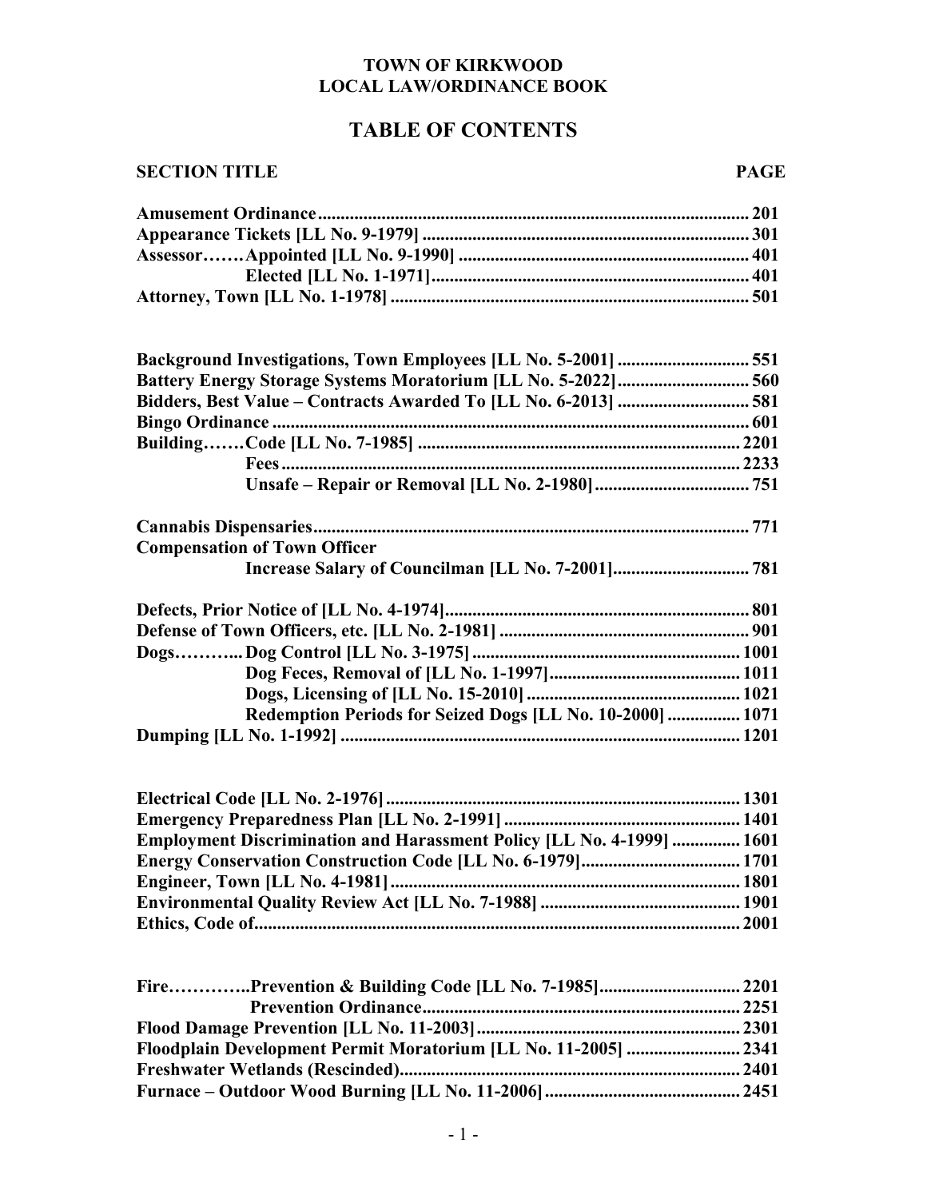**TOWN OF KIRKWOOD**
**LOCAL LAW/ORDINANCE BOOK**

# TABLE OF CONTENTS

| SECTION TITLE | PAGE |
|---|---|
| Amusement Ordinance | 201 |
| Appearance Tickets [LL No. 9-1979] | 301 |
| Assessor……. Appointed [LL No. 9-1990] | 401 |
| Elected [LL No. 1-1971] | 401 |
| Attorney, Town [LL No. 1-1978] | 501 |
| | |
| Background Investigations, Town Employees [LL No. 5-2001] | 551 |
| Battery Energy Storage Systems Moratorium [LL No. 5-2022] | 560 |
| Bidders, Best Value – Contracts Awarded To [LL No. 6-2013] | 581 |
| Bingo Ordinance | 601 |
| Building……. Code [LL No. 7-1985] | 2201 |
| Fees | 2233 |
| Unsafe – Repair or Removal [LL No. 2-1980] | 751 |
| | |
| Cannabis Dispensaries | 771 |
| Compensation of Town Officer | |
| Increase Salary of Councilman [LL No. 7-2001] | 781 |
| | |
| Defects, Prior Notice of [LL No. 4-1974] | 801 |
| Defense of Town Officers, etc. [LL No. 2-1981] | 901 |
| Dogs……….. Dog Control [LL No. 3-1975] | 1001 |
| Dog Feces, Removal of [LL No. 1-1997] | 1011 |
| Dogs, Licensing of [LL No. 15-2010] | 1021 |
| Redemption Periods for Seized Dogs [LL No. 10-2000] | 1071 |
| Dumping [LL No. 1-1992] | 1201 |
| | |
| Electrical Code [LL No. 2-1976] | 1301 |
| Emergency Preparedness Plan [LL No. 2-1991] | 1401 |
| Employment Discrimination and Harassment Policy [LL No. 4-1999] | 1601 |
| Energy Conservation Construction Code [LL No. 6-1979] | 1701 |
| Engineer, Town [LL No. 4-1981] | 1801 |
| Environmental Quality Review Act [LL No. 7-1988] | 1901 |
| Ethics, Code of | 2001 |
| | |
| Fire………….. Prevention & Building Code [LL No. 7-1985] | 2201 |
| Prevention Ordinance | 2251 |
| Flood Damage Prevention [LL No. 11-2003] | 2301 |
| Floodplain Development Permit Moratorium [LL No. 11-2005] | 2341 |
| Freshwater Wetlands (Rescinded) | 2401 |
| Furnace – Outdoor Wood Burning [LL No. 11-2006] | 2451 |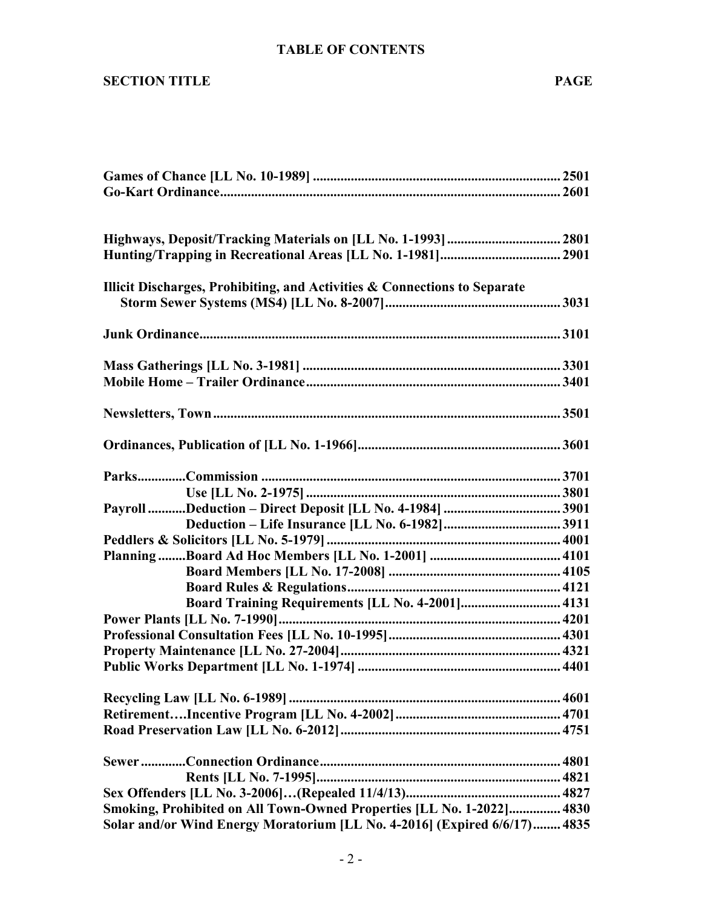**TABLE OF CONTENTS**

| SECTION TITLE | PAGE |
|---|---|
| **Games of Chance [LL No. 10-1989]** | **2501** |
| **Go-Kart Ordinance** | **2601** |
| **Highways, Deposit/Tracking Materials on [LL No. 1-1993]** | **2801** |
| **Hunting/Trapping in Recreational Areas [LL No. 1-1981]** | **2901** |
| **Illicit Discharges, Prohibiting, and Activities & Connections to Separate Storm Sewer Systems (MS4) [LL No. 8-2007]** | **3031** |
| **Junk Ordinance** | **3101** |
| **Mass Gatherings [LL No. 3-1981]** | **3301** |
| **Mobile Home – Trailer Ordinance** | **3401** |
| **Newsletters, Town** | **3501** |
| **Ordinances, Publication of [LL No. 1-1966]** | **3601** |
| **Parks.............Commission** | **3701** |
| **Use [LL No. 2-1975]** | **3801** |
| **Payroll...........Deduction – Direct Deposit [LL No. 4-1984]** | **3901** |
| **Deduction – Life Insurance [LL No. 6-1982]** | **3911** |
| **Peddlers & Solicitors [LL No. 5-1979]** | **4001** |
| **Planning........Board Ad Hoc Members [LL No. 1-2001]** | **4101** |
| **Board Members [LL No. 17-2008]** | **4105** |
| **Board Rules & Regulations** | **4121** |
| **Board Training Requirements [LL No. 4-2001]** | **4131** |
| **Power Plants [LL No. 7-1990]** | **4201** |
| **Professional Consultation Fees [LL No. 10-1995]** | **4301** |
| **Property Maintenance [LL No. 27-2004]** | **4321** |
| **Public Works Department [LL No. 1-1974]** | **4401** |
| **Recycling Law [LL No. 6-1989]** | **4601** |
| **Retirement….Incentive Program [LL No. 4-2002]** | **4701** |
| **Road Preservation Law [LL No. 6-2012]** | **4751** |
| **Sewer............Connection Ordinance** | **4801** |
| **Rents [LL No. 7-1995]** | **4821** |
| **Sex Offenders [LL No. 3-2006]…(Repealed 11/4/13)** | **4827** |
| **Smoking, Prohibited on All Town-Owned Properties [LL No. 1-2022]** | **4830** |
| **Solar and/or Wind Energy Moratorium [LL No. 4-2016] (Expired 6/6/17)** | **4835** |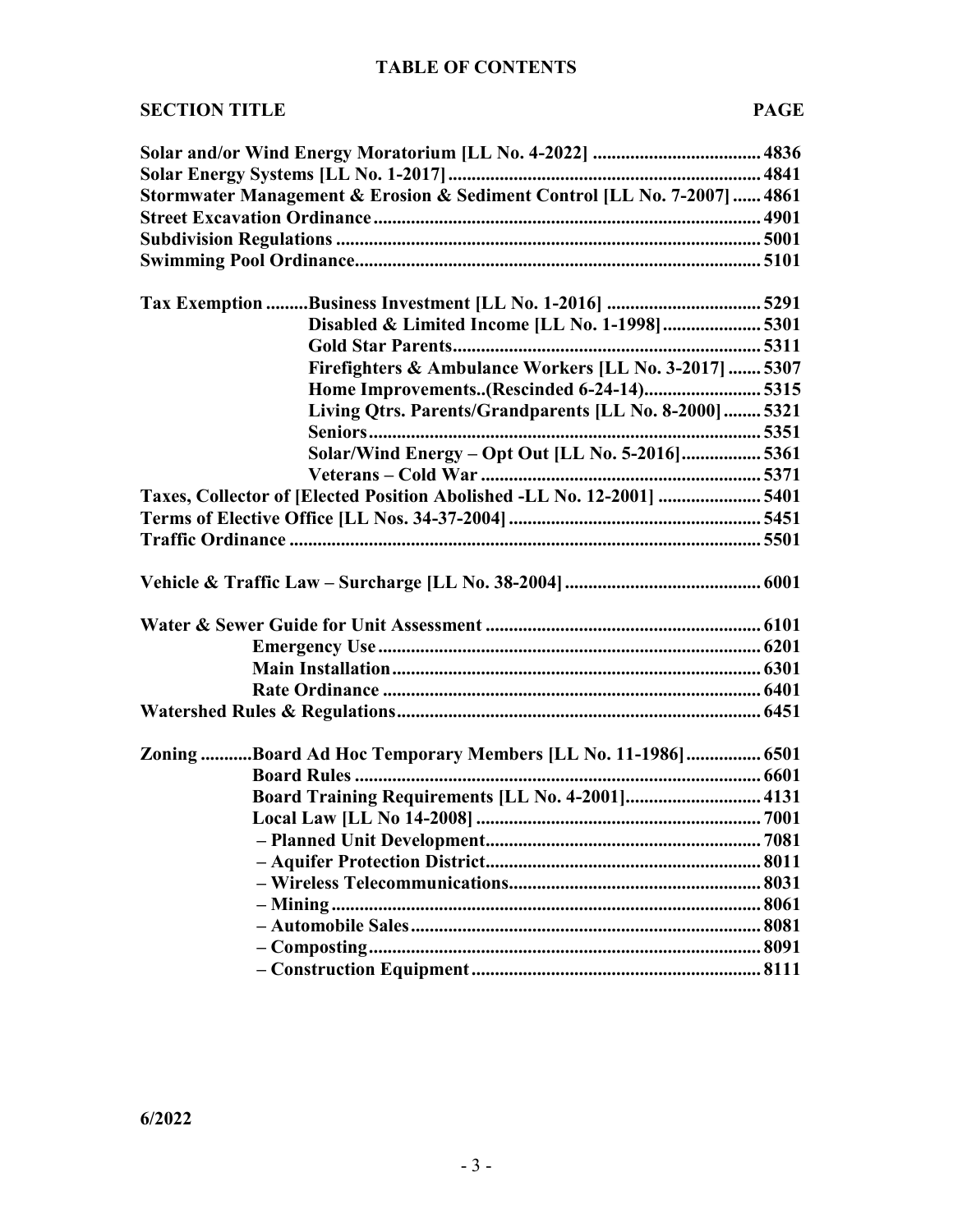## TABLE OF CONTENTS

| SECTION TITLE | | PAGE |
|---|---|---|
| Solar and/or Wind Energy Moratorium [LL No. 4-2022] | | 4836 |
| Solar Energy Systems [LL No. 1-2017] | | 4841 |
| Stormwater Management & Erosion & Sediment Control [LL No. 7-2007] | | 4861 |
| Street Excavation Ordinance | | 4901 |
| Subdivision Regulations | | 5001 |
| Swimming Pool Ordinance | | 5101 |
| Tax Exemption | Business Investment [LL No. 1-2016] | 5291 |
| | Disabled & Limited Income [LL No. 1-1998] | 5301 |
| | Gold Star Parents | 5311 |
| | Firefighters & Ambulance Workers [LL No. 3-2017] | 5307 |
| | Home Improvements..(Rescinded 6-24-14) | 5315 |
| | Living Qtrs. Parents/Grandparents [LL No. 8-2000] | 5321 |
| | Seniors | 5351 |
| | Solar/Wind Energy – Opt Out [LL No. 5-2016] | 5361 |
| | Veterans – Cold War | 5371 |
| Taxes, Collector of [Elected Position Abolished -LL No. 12-2001] | | 5401 |
| Terms of Elective Office [LL Nos. 34-37-2004] | | 5451 |
| Traffic Ordinance | | 5501 |
| Vehicle & Traffic Law – Surcharge [LL No. 38-2004] | | 6001 |
| Water & Sewer Guide for Unit Assessment | | 6101 |
| | Emergency Use | 6201 |
| | Main Installation | 6301 |
| | Rate Ordinance | 6401 |
| Watershed Rules & Regulations | | 6451 |
| Zoning | Board Ad Hoc Temporary Members [LL No. 11-1986] | 6501 |
| | Board Rules | 6601 |
| | Board Training Requirements [LL No. 4-2001] | 4131 |
| | Local Law [LL No 14-2008] | 7001 |
| | – Planned Unit Development | 7081 |
| | – Aquifer Protection District | 8011 |
| | – Wireless Telecommunications | 8031 |
| | – Mining | 8061 |
| | – Automobile Sales | 8081 |
| | – Composting | 8091 |
| | – Construction Equipment | 8111 |

6/2022